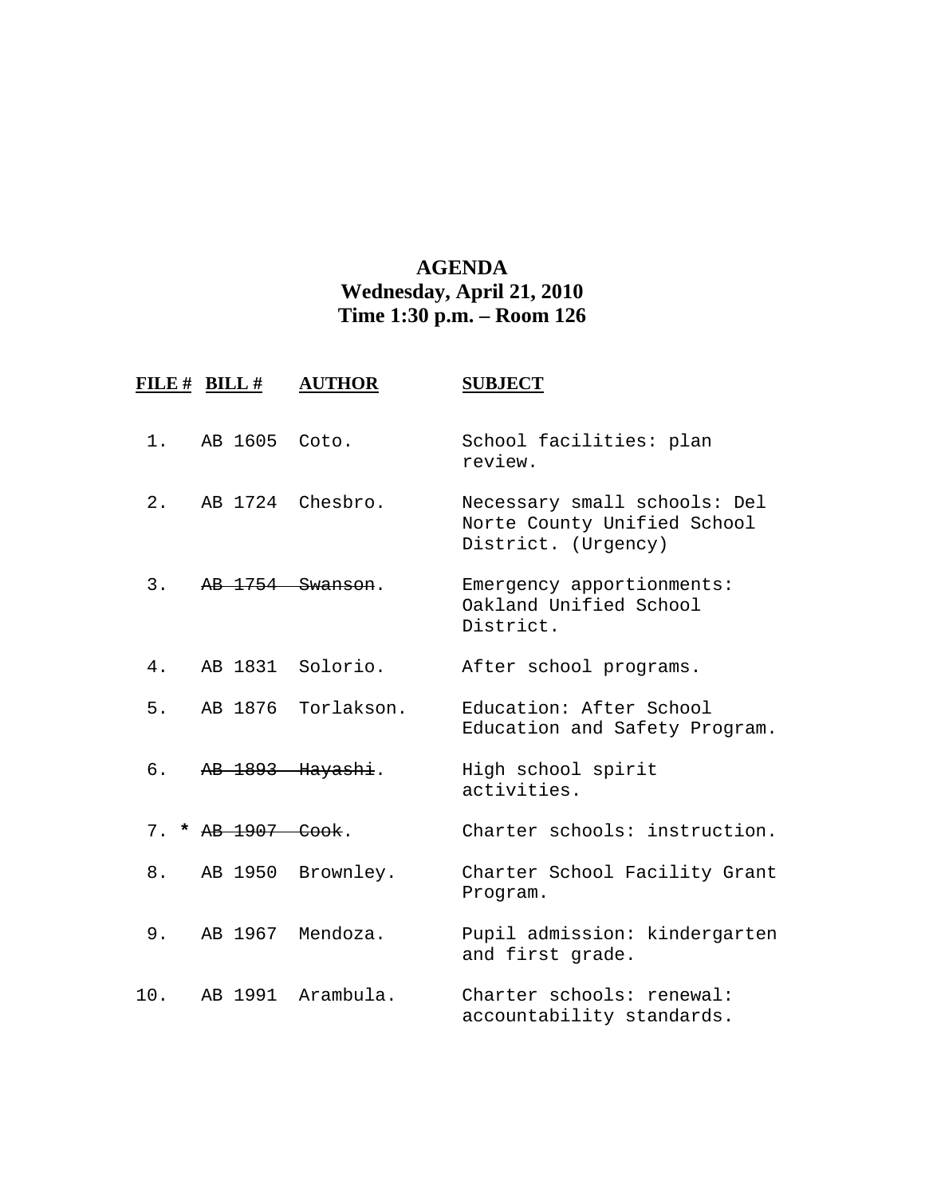**AGENDA**
**Wednesday, April 21, 2010**
**Time 1:30 p.m. – Room 126**

| FILE # | BILL # | AUTHOR | SUBJECT |
| --- | --- | --- | --- |
| 1. | AB 1605 | Coto. | School facilities: plan review. |
| 2. | AB 1724 | Chesbro. | Necessary small schools: Del Norte County Unified School District. (Urgency) |
| 3. | ~~AB 1754~~ | ~~Swanson~~. | Emergency apportionments: Oakland Unified School District. |
| 4. | AB 1831 | Solorio. | After school programs. |
| 5. | AB 1876 | Torlakson. | Education: After School Education and Safety Program. |
| 6. | ~~AB 1893~~ | ~~Hayashi~~. | High school spirit activities. |
| 7. * | ~~AB 1907~~ | ~~Cook~~. | Charter schools: instruction. |
| 8. | AB 1950 | Brownley. | Charter School Facility Grant Program. |
| 9. | AB 1967 | Mendoza. | Pupil admission: kindergarten and first grade. |
| 10. | AB 1991 | Arambula. | Charter schools: renewal: accountability standards. |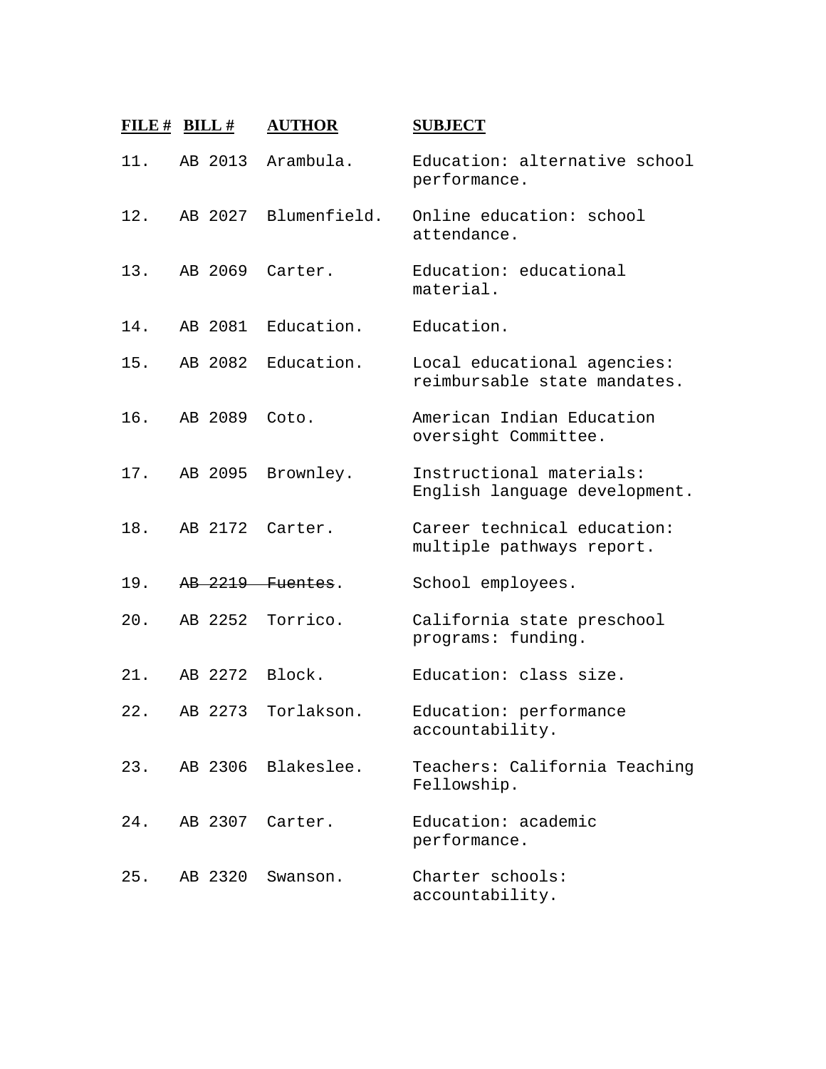| FILE # | BILL # | AUTHOR | SUBJECT |
|---|---|---|---|
| 11. | AB 2013 | Arambula. | Education: alternative school performance. |
| 12. | AB 2027 | Blumenfield. | Online education: school attendance. |
| 13. | AB 2069 | Carter. | Education: educational material. |
| 14. | AB 2081 | Education. | Education. |
| 15. | AB 2082 | Education. | Local educational agencies: reimbursable state mandates. |
| 16. | AB 2089 | Coto. | American Indian Education oversight Committee. |
| 17. | AB 2095 | Brownley. | Instructional materials: English language development. |
| 18. | AB 2172 | Carter. | Career technical education: multiple pathways report. |
| 19. | ~~AB 2219~~ | ~~Fuentes~~. | School employees. |
| 20. | AB 2252 | Torrico. | California state preschool programs: funding. |
| 21. | AB 2272 | Block. | Education: class size. |
| 22. | AB 2273 | Torlakson. | Education: performance accountability. |
| 23. | AB 2306 | Blakeslee. | Teachers: California Teaching Fellowship. |
| 24. | AB 2307 | Carter. | Education: academic performance. |
| 25. | AB 2320 | Swanson. | Charter schools: accountability. |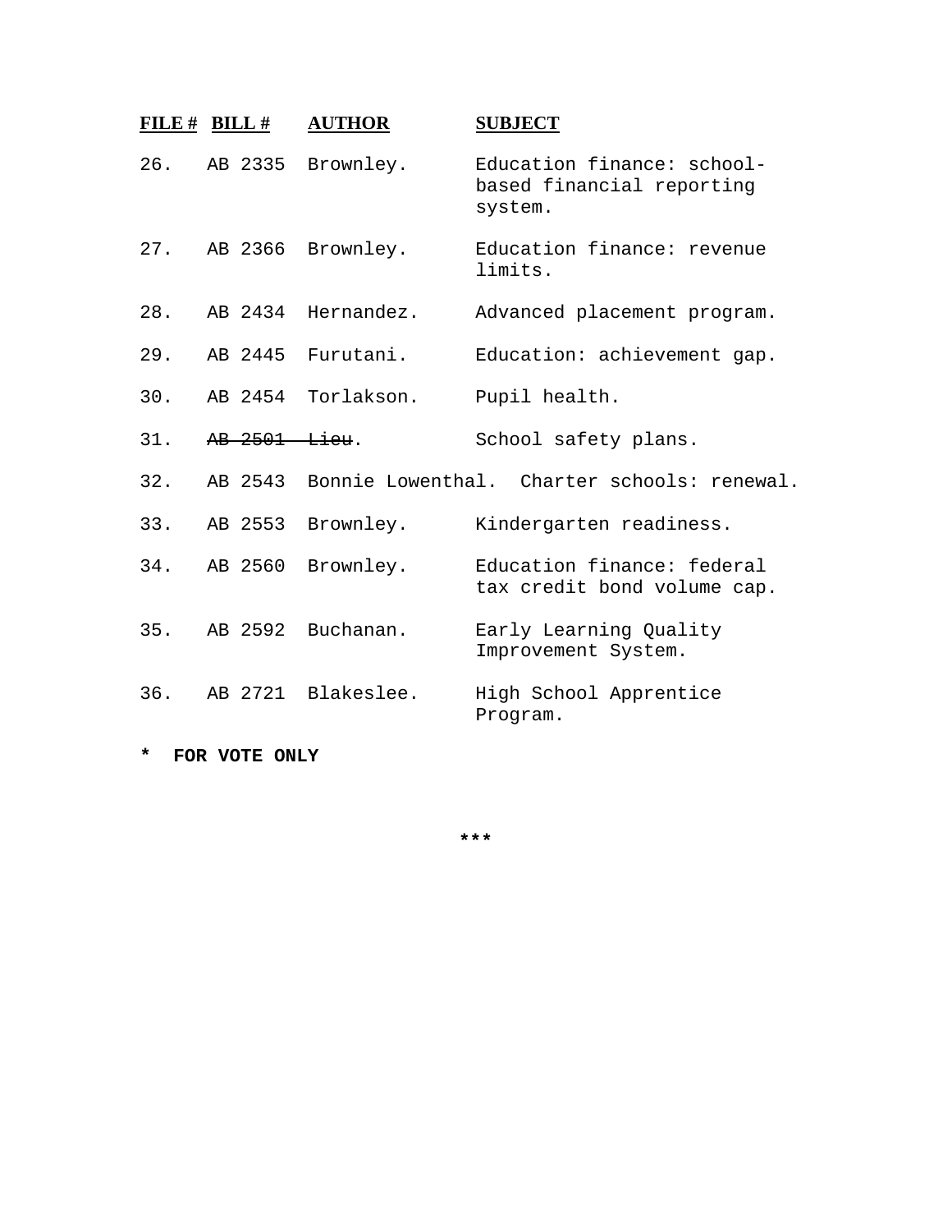| FILE # | BILL # | AUTHOR | SUBJECT |
|---|---|---|---|
| 26. | AB 2335 | Brownley. | Education finance: school-based financial reporting system. |
| 27. | AB 2366 | Brownley. | Education finance: revenue limits. |
| 28. | AB 2434 | Hernandez. | Advanced placement program. |
| 29. | AB 2445 | Furutani. | Education: achievement gap. |
| 30. | AB 2454 | Torlakson. | Pupil health. |
| 31. | ~~AB 2501~~ | ~~Lieu~~. | School safety plans. |
| 32. | AB 2543 | Bonnie Lowenthal. | Charter schools: renewal. |
| 33. | AB 2553 | Brownley. | Kindergarten readiness. |
| 34. | AB 2560 | Brownley. | Education finance: federal tax credit bond volume cap. |
| 35. | AB 2592 | Buchanan. | Early Learning Quality Improvement System. |
| 36. | AB 2721 | Blakeslee. | High School Apprentice Program. |

**\* FOR VOTE ONLY**

\*\*\*